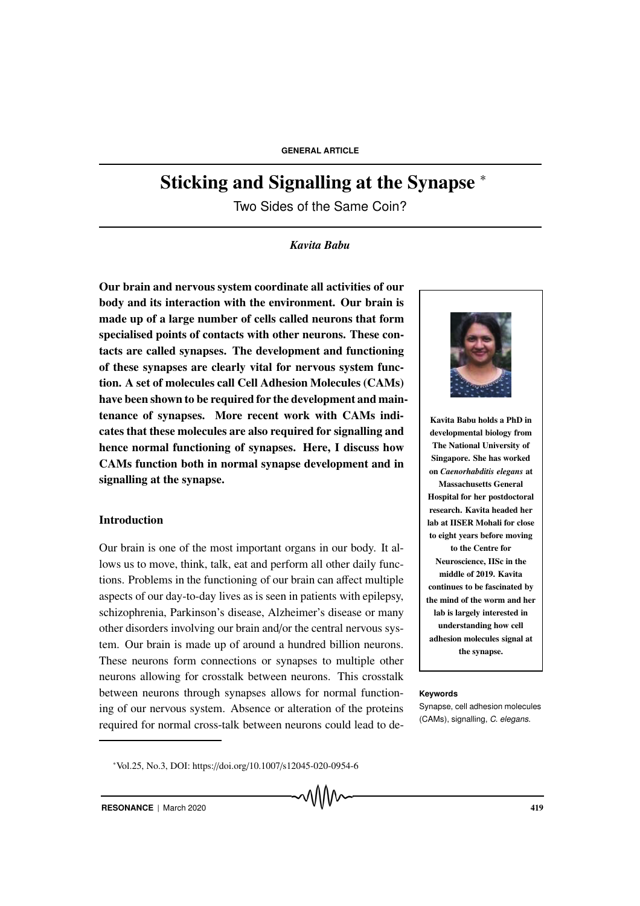GENERAL ARTICLE

# Sticking and Signalling at the Synapse [*]

Two Sides of the Same Coin?

*Kavita Babu*

**Our brain and nervous system coordinate all activities of our body and its interaction with the environment. Our brain is made up of a large number of cells called neurons that form specialised points of contacts with other neurons. These contacts are called synapses. The development and functioning of these synapses are clearly vital for nervous system function. A set of molecules call Cell Adhesion Molecules (CAMs) have been shown to be required for the development and maintenance of synapses. More recent work with CAMs indicates that these molecules are also required for signalling and hence normal functioning of synapses. Here, I discuss how CAMs function both in normal synapse development and in signalling at the synapse.**

**Kavita Babu holds a PhD in developmental biology from The National University of Singapore. She has worked on *Caenorhabditis elegans* at Massachusetts General Hospital for her postdoctoral research. Kavita headed her lab at IISER Mohali for close to eight years before moving to the Centre for Neuroscience, IISc in the middle of 2019. Kavita continues to be fascinated by the mind of the worm and her lab is largely interested in understanding how cell adhesion molecules signal at the synapse.**

**Keywords**

Synapse, cell adhesion molecules (CAMs), signalling, *C. elegans.*

### Introduction

Our brain is one of the most important organs in our body. It allows us to move, think, talk, eat and perform all other daily functions. Problems in the functioning of our brain can affect multiple aspects of our day-to-day lives as is seen in patients with epilepsy, schizophrenia, Parkinson's disease, Alzheimer's disease or many other disorders involving our brain and/or the central nervous system. Our brain is made up of around a hundred billion neurons. These neurons form connections or synapses to multiple other neurons allowing for crosstalk between neurons. This crosstalk between neurons through synapses allows for normal functioning of our nervous system. Absence or alteration of the proteins required for normal cross-talk between neurons could lead to de-

[*] Vol.25, No.3, DOI: https://doi.org/10.1007/s12045-020-0954-6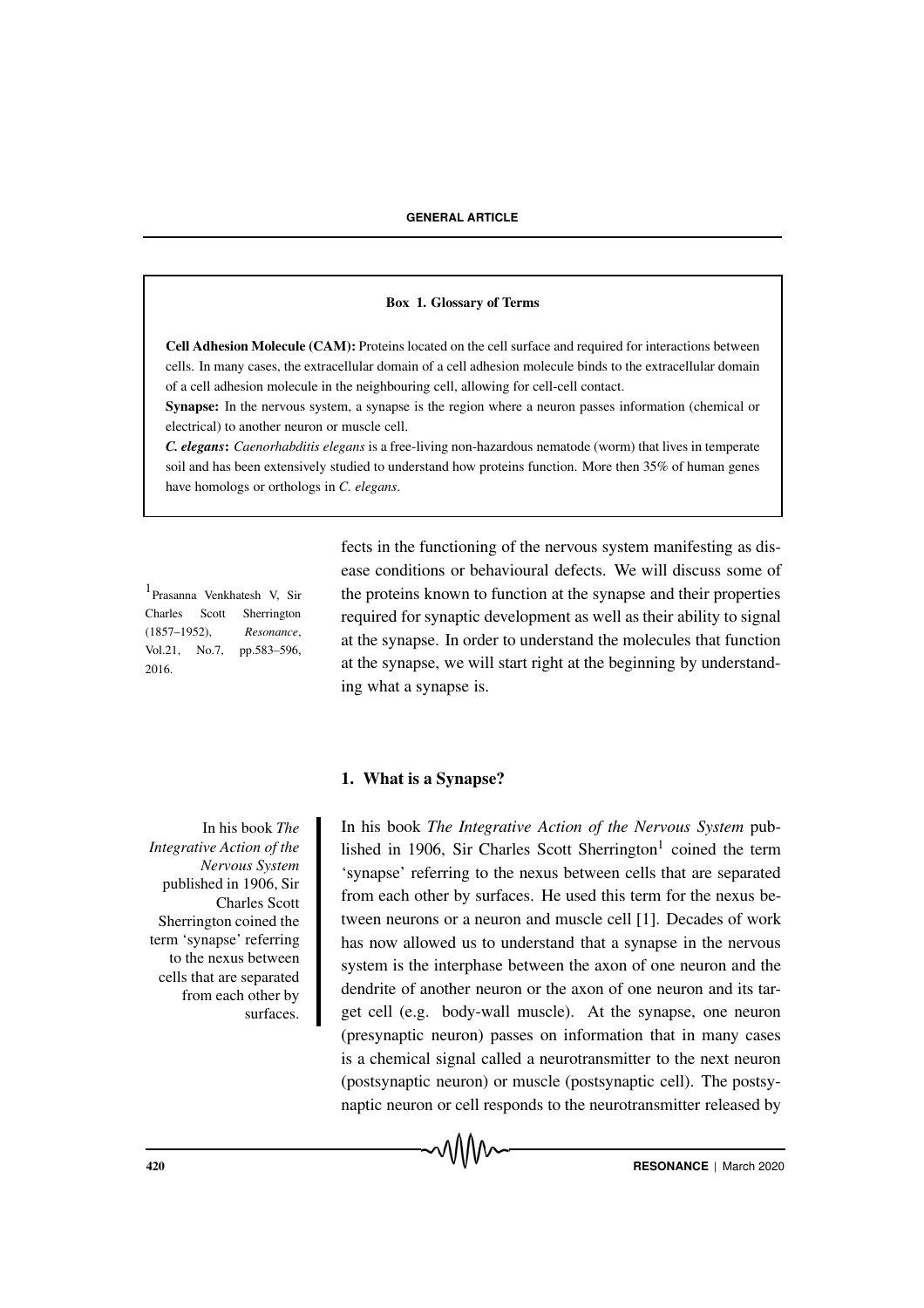**Box 1. Glossary of Terms**

**Cell Adhesion Molecule (CAM):** Proteins located on the cell surface and required for interactions between cells. In many cases, the extracellular domain of a cell adhesion molecule binds to the extracellular domain of a cell adhesion molecule in the neighbouring cell, allowing for cell-cell contact.

**Synapse:** In the nervous system, a synapse is the region where a neuron passes information (chemical or electrical) to another neuron or muscle cell.

***C. elegans*:** *Caenorhabditis elegans* is a free-living non-hazardous nematode (worm) that lives in temperate soil and has been extensively studied to understand how proteins function. More then 35% of human genes have homologs or orthologs in *C. elegans*.

fects in the functioning of the nervous system manifesting as disease conditions or behavioural defects. We will discuss some of the proteins known to function at the synapse and their properties required for synaptic development as well as their ability to signal at the synapse. In order to understand the molecules that function at the synapse, we will start right at the beginning by understanding what a synapse is.

[1] Prasanna Venkhatesh V, Sir Charles Scott Sherrington (1857–1952), *Resonance*, Vol.21, No.7, pp.583–596, 2016.

## 1. What is a Synapse?

In his book *The Integrative Action of the Nervous System* published in 1906, Sir Charles Scott Sherrington[1] coined the term 'synapse' referring to the nexus between cells that are separated from each other by surfaces. He used this term for the nexus between neurons or a neuron and muscle cell [1]. Decades of work has now allowed us to understand that a synapse in the nervous system is the interphase between the axon of one neuron and the dendrite of another neuron or the axon of one neuron and its target cell (e.g. body-wall muscle). At the synapse, one neuron (presynaptic neuron) passes on information that in many cases is a chemical signal called a neurotransmitter to the next neuron (postsynaptic neuron) or muscle (postsynaptic cell). The postsynaptic neuron or cell responds to the neurotransmitter released by

In his book *The Integrative Action of the Nervous System* published in 1906, Sir Charles Scott Sherrington coined the term 'synapse' referring to the nexus between cells that are separated from each other by surfaces.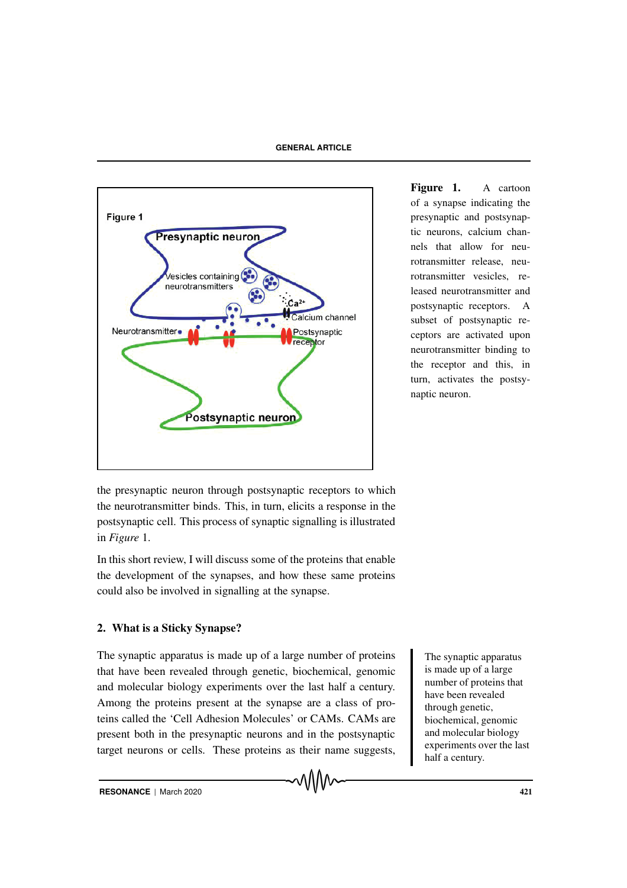Figure 1

Presynaptic neuron

Vesicles containing neurotransmitters

$Ca^{2+}$

Calcium channel

Neurotransmitter

Postsynaptic receptor

Postsynaptic neuron

**Figure 1.** A cartoon of a synapse indicating the presynaptic and postsynaptic neurons, calcium channels that allow for neurotransmitter release, neurotransmitter vesicles, released neurotransmitter and postsynaptic receptors. A subset of postsynaptic receptors are activated upon neurotransmitter binding to the receptor and this, in turn, activates the postsynaptic neuron.

the presynaptic neuron through postsynaptic receptors to which the neurotransmitter binds. This, in turn, elicits a response in the postsynaptic cell. This process of synaptic signalling is illustrated in *Figure* 1.

In this short review, I will discuss some of the proteins that enable the development of the synapses, and how these same proteins could also be involved in signalling at the synapse.

## 2. What is a Sticky Synapse?

The synaptic apparatus is made up of a large number of proteins that have been revealed through genetic, biochemical, genomic and molecular biology experiments over the last half a century. Among the proteins present at the synapse are a class of proteins called the 'Cell Adhesion Molecules' or CAMs. CAMs are present both in the presynaptic neurons and in the postsynaptic target neurons or cells. These proteins as their name suggests,

The synaptic apparatus is made up of a large number of proteins that have been revealed through genetic, biochemical, genomic and molecular biology experiments over the last half a century.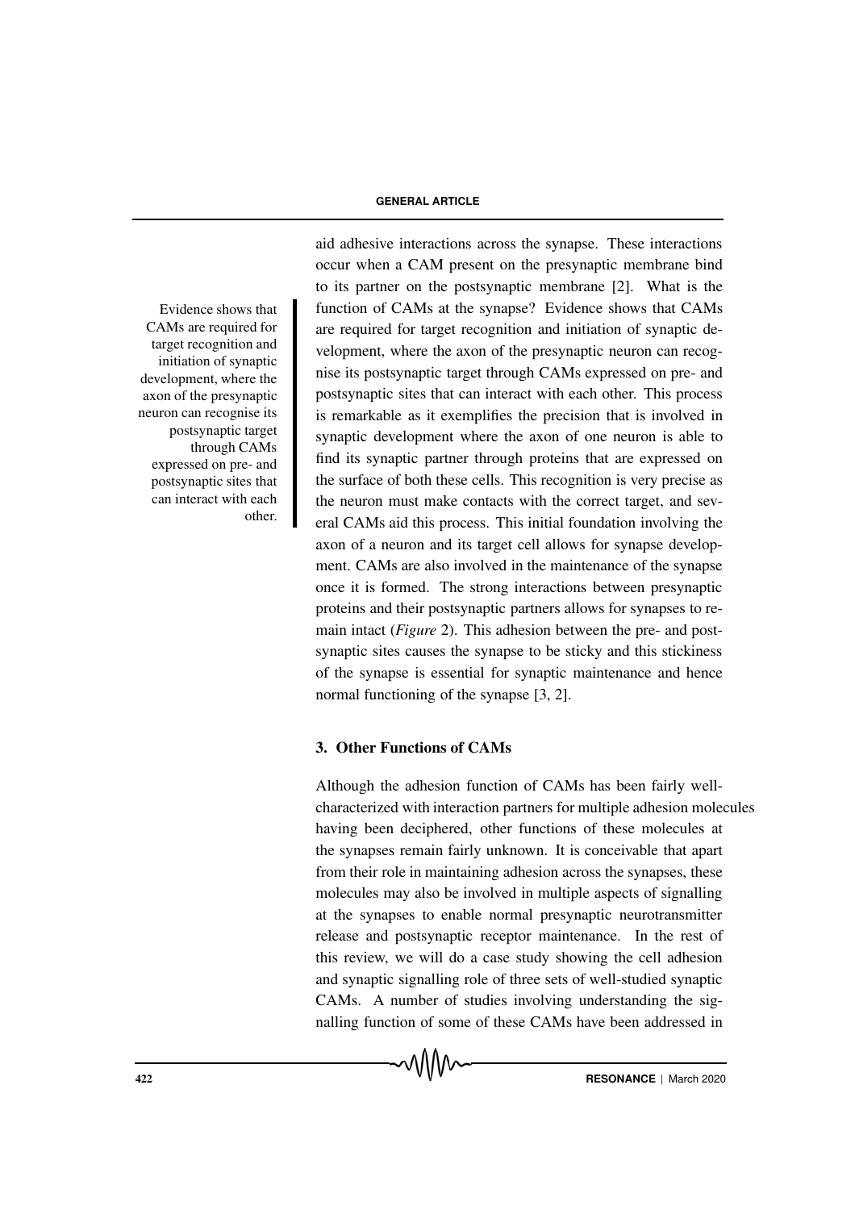aid adhesive interactions across the synapse. These interactions occur when a CAM present on the presynaptic membrane bind to its partner on the postsynaptic membrane [2]. What is the function of CAMs at the synapse? Evidence shows that CAMs are required for target recognition and initiation of synaptic development, where the axon of the presynaptic neuron can recognise its postsynaptic target through CAMs expressed on pre- and postsynaptic sites that can interact with each other. This process is remarkable as it exemplifies the precision that is involved in synaptic development where the axon of one neuron is able to find its synaptic partner through proteins that are expressed on the surface of both these cells. This recognition is very precise as the neuron must make contacts with the correct target, and several CAMs aid this process. This initial foundation involving the axon of a neuron and its target cell allows for synapse development. CAMs are also involved in the maintenance of the synapse once it is formed. The strong interactions between presynaptic proteins and their postsynaptic partners allows for synapses to remain intact (*Figure* 2). This adhesion between the pre- and postsynaptic sites causes the synapse to be sticky and this stickiness of the synapse is essential for synaptic maintenance and hence normal functioning of the synapse [3, 2].

> Evidence shows that CAMs are required for target recognition and initiation of synaptic development, where the axon of the presynaptic neuron can recognise its postsynaptic target through CAMs expressed on pre- and postsynaptic sites that can interact with each other.

## 3. Other Functions of CAMs

Although the adhesion function of CAMs has been fairly well-characterized with interaction partners for multiple adhesion molecules having been deciphered, other functions of these molecules at the synapses remain fairly unknown. It is conceivable that apart from their role in maintaining adhesion across the synapses, these molecules may also be involved in multiple aspects of signalling at the synapses to enable normal presynaptic neurotransmitter release and postsynaptic receptor maintenance. In the rest of this review, we will do a case study showing the cell adhesion and synaptic signalling role of three sets of well-studied synaptic CAMs. A number of studies involving understanding the signalling function of some of these CAMs have been addressed in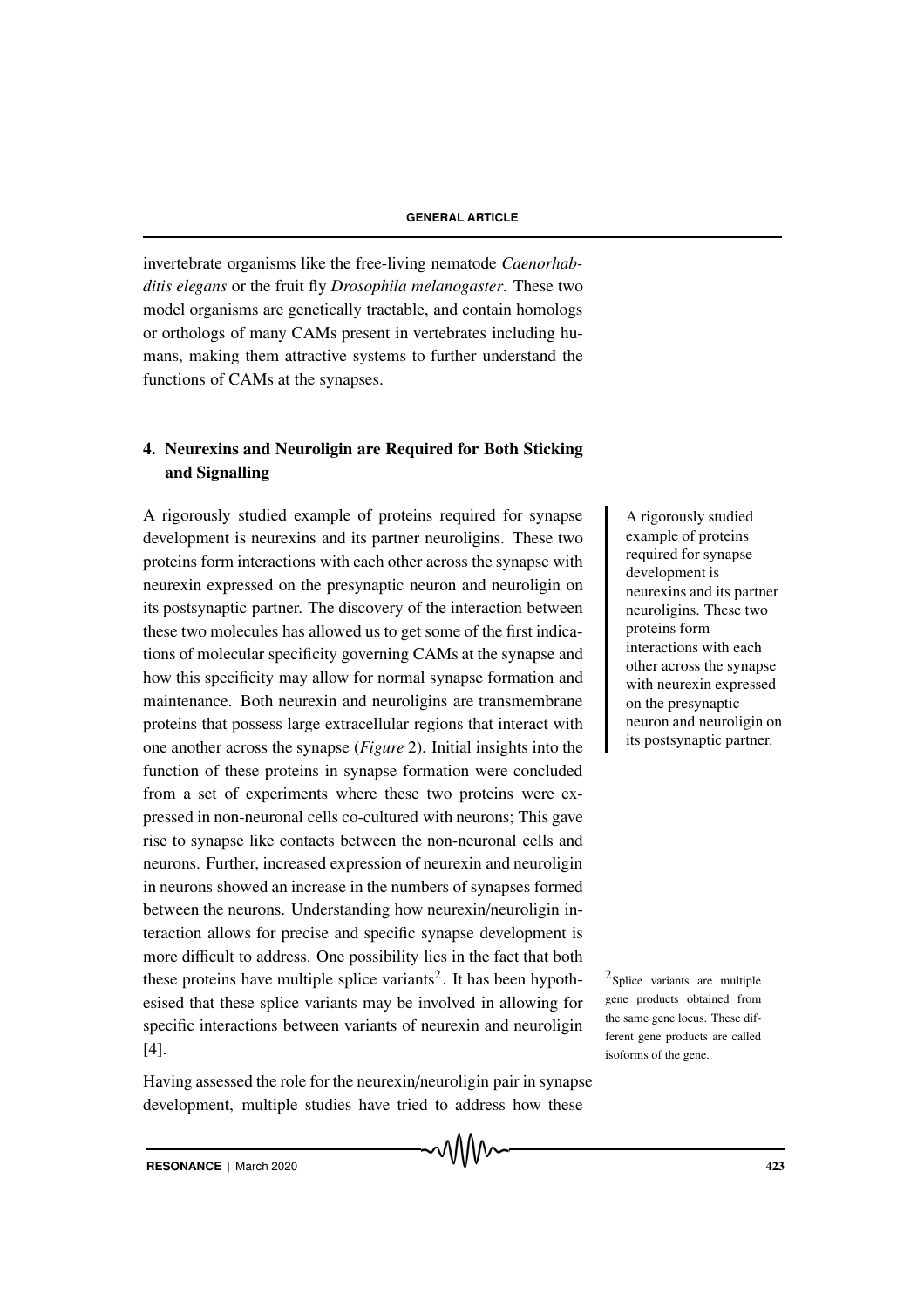invertebrate organisms like the free-living nematode *Caenorhabditis elegans* or the fruit fly *Drosophila melanogaster*. These two model organisms are genetically tractable, and contain homologs or orthologs of many CAMs present in vertebrates including humans, making them attractive systems to further understand the functions of CAMs at the synapses.

## 4. Neurexins and Neuroligin are Required for Both Sticking and Signalling

A rigorously studied example of proteins required for synapse development is neurexins and its partner neuroligins. These two proteins form interactions with each other across the synapse with neurexin expressed on the presynaptic neuron and neuroligin on its postsynaptic partner. The discovery of the interaction between these two molecules has allowed us to get some of the first indications of molecular specificity governing CAMs at the synapse and how this specificity may allow for normal synapse formation and maintenance. Both neurexin and neuroligins are transmembrane proteins that possess large extracellular regions that interact with one another across the synapse (*Figure* 2). Initial insights into the function of these proteins in synapse formation were concluded from a set of experiments where these two proteins were expressed in non-neuronal cells co-cultured with neurons; This gave rise to synapse like contacts between the non-neuronal cells and neurons. Further, increased expression of neurexin and neuroligin in neurons showed an increase in the numbers of synapses formed between the neurons. Understanding how neurexin/neuroligin interaction allows for precise and specific synapse development is more difficult to address. One possibility lies in the fact that both these proteins have multiple splice variants[2]. It has been hypothesised that these splice variants may be involved in allowing for specific interactions between variants of neurexin and neuroligin [4].

> A rigorously studied example of proteins required for synapse development is neurexins and its partner neuroligins. These two proteins form interactions with each other across the synapse with neurexin expressed on the presynaptic neuron and neuroligin on its postsynaptic partner.

[2] Splice variants are multiple gene products obtained from the same gene locus. These different gene products are called isoforms of the gene.

Having assessed the role for the neurexin/neuroligin pair in synapse development, multiple studies have tried to address how these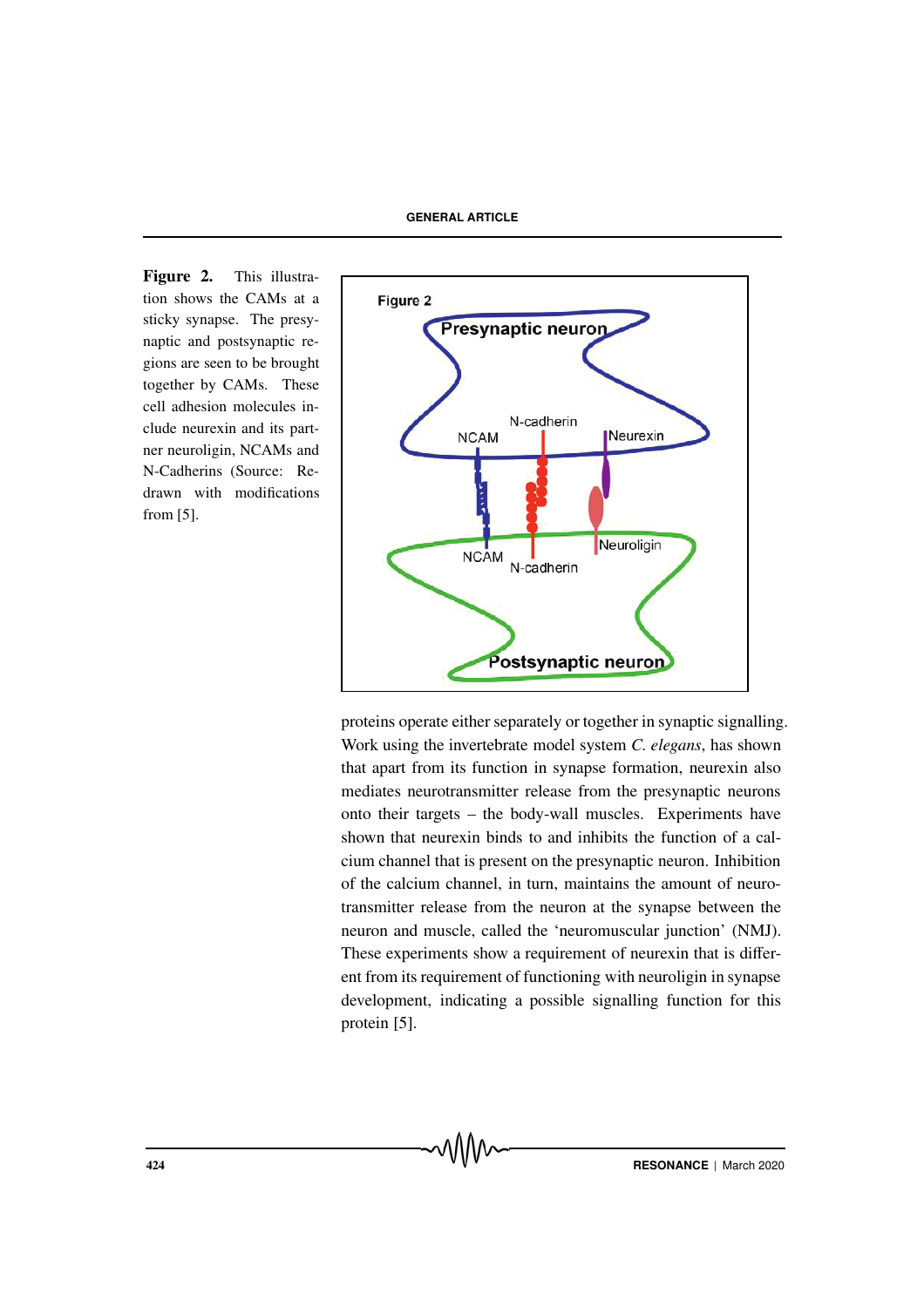**Figure 2.** This illustration shows the CAMs at a sticky synapse. The presynaptic and postsynaptic regions are seen to be brought together by CAMs. These cell adhesion molecules include neurexin and its partner neuroligin, NCAMs and N-Cadherins (Source: Redrawn with modifications from [5].

proteins operate either separately or together in synaptic signalling. Work using the invertebrate model system *C. elegans*, has shown that apart from its function in synapse formation, neurexin also mediates neurotransmitter release from the presynaptic neurons onto their targets – the body-wall muscles. Experiments have shown that neurexin binds to and inhibits the function of a calcium channel that is present on the presynaptic neuron. Inhibition of the calcium channel, in turn, maintains the amount of neurotransmitter release from the neuron at the synapse between the neuron and muscle, called the 'neuromuscular junction' (NMJ). These experiments show a requirement of neurexin that is different from its requirement of functioning with neuroligin in synapse development, indicating a possible signalling function for this protein [5].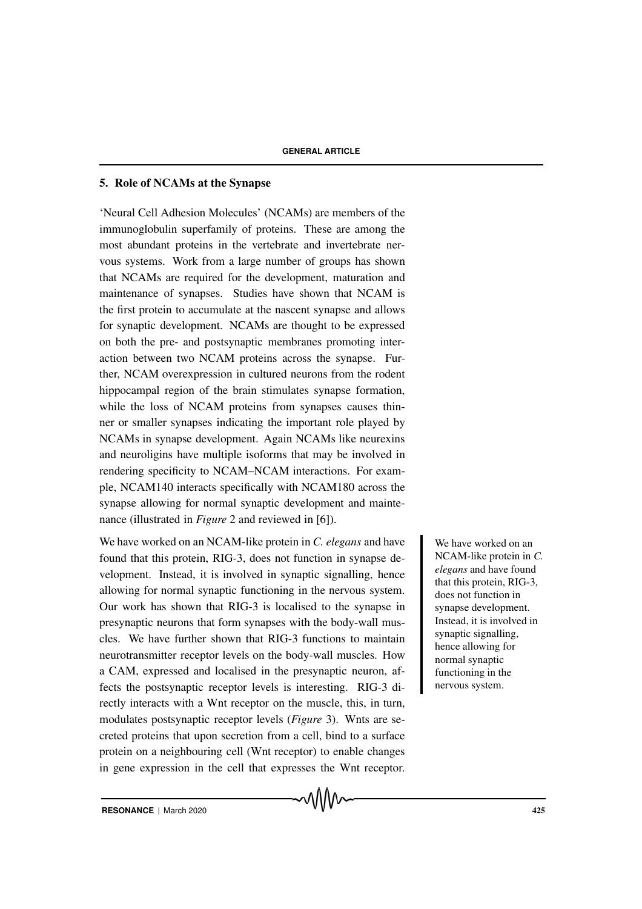## 5. Role of NCAMs at the Synapse

'Neural Cell Adhesion Molecules' (NCAMs) are members of the immunoglobulin superfamily of proteins. These are among the most abundant proteins in the vertebrate and invertebrate nervous systems. Work from a large number of groups has shown that NCAMs are required for the development, maturation and maintenance of synapses. Studies have shown that NCAM is the first protein to accumulate at the nascent synapse and allows for synaptic development. NCAMs are thought to be expressed on both the pre- and postsynaptic membranes promoting interaction between two NCAM proteins across the synapse. Further, NCAM overexpression in cultured neurons from the rodent hippocampal region of the brain stimulates synapse formation, while the loss of NCAM proteins from synapses causes thinner or smaller synapses indicating the important role played by NCAMs in synapse development. Again NCAMs like neurexins and neuroligins have multiple isoforms that may be involved in rendering specificity to NCAM–NCAM interactions. For example, NCAM140 interacts specifically with NCAM180 across the synapse allowing for normal synaptic development and maintenance (illustrated in *Figure* 2 and reviewed in [6]).

We have worked on an NCAM-like protein in *C. elegans* and have found that this protein, RIG-3, does not function in synapse development. Instead, it is involved in synaptic signalling, hence allowing for normal synaptic functioning in the nervous system. Our work has shown that RIG-3 is localised to the synapse in presynaptic neurons that form synapses with the body-wall muscles. We have further shown that RIG-3 functions to maintain neurotransmitter receptor levels on the body-wall muscles. How a CAM, expressed and localised in the presynaptic neuron, affects the postsynaptic receptor levels is interesting. RIG-3 directly interacts with a Wnt receptor on the muscle, this, in turn, modulates postsynaptic receptor levels (*Figure* 3). Wnts are secreted proteins that upon secretion from a cell, bind to a surface protein on a neighbouring cell (Wnt receptor) to enable changes in gene expression in the cell that expresses the Wnt receptor.

We have worked on an NCAM-like protein in *C. elegans* and have found that this protein, RIG-3, does not function in synapse development. Instead, it is involved in synaptic signalling, hence allowing for normal synaptic functioning in the nervous system.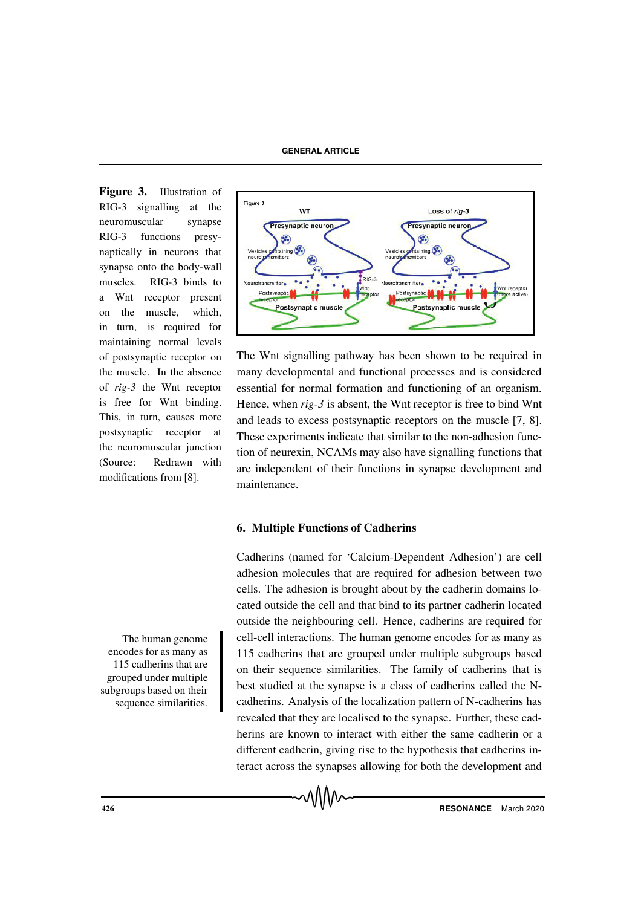**Figure 3.** Illustration of RIG-3 signalling at the neuromuscular synapse RIG-3 functions presynaptically in neurons that synapse onto the body-wall muscles. RIG-3 binds to a Wnt receptor present on the muscle, which, in turn, is required for maintaining normal levels of postsynaptic receptor on the muscle. In the absence of *rig-3* the Wnt receptor is free for Wnt binding. This, in turn, causes more postsynaptic receptor at the neuromuscular junction (Source: Redrawn with modifications from [8].

The Wnt signalling pathway has been shown to be required in many developmental and functional processes and is considered essential for normal formation and functioning of an organism. Hence, when *rig-3* is absent, the Wnt receptor is free to bind Wnt and leads to excess postsynaptic receptors on the muscle [7, 8]. These experiments indicate that similar to the non-adhesion function of neurexin, NCAMs may also have signalling functions that are independent of their functions in synapse development and maintenance.

## 6. Multiple Functions of Cadherins

Cadherins (named for 'Calcium-Dependent Adhesion') are cell adhesion molecules that are required for adhesion between two cells. The adhesion is brought about by the cadherin domains located outside the cell and that bind to its partner cadherin located outside the neighbouring cell. Hence, cadherins are required for cell-cell interactions. The human genome encodes for as many as 115 cadherins that are grouped under multiple subgroups based on their sequence similarities. The family of cadherins that is best studied at the synapse is a class of cadherins called the N-cadherins. Analysis of the localization pattern of N-cadherins has revealed that they are localised to the synapse. Further, these cadherins are known to interact with either the same cadherin or a different cadherin, giving rise to the hypothesis that cadherins interact across the synapses allowing for both the development and

> The human genome encodes for as many as 115 cadherins that are grouped under multiple subgroups based on their sequence similarities.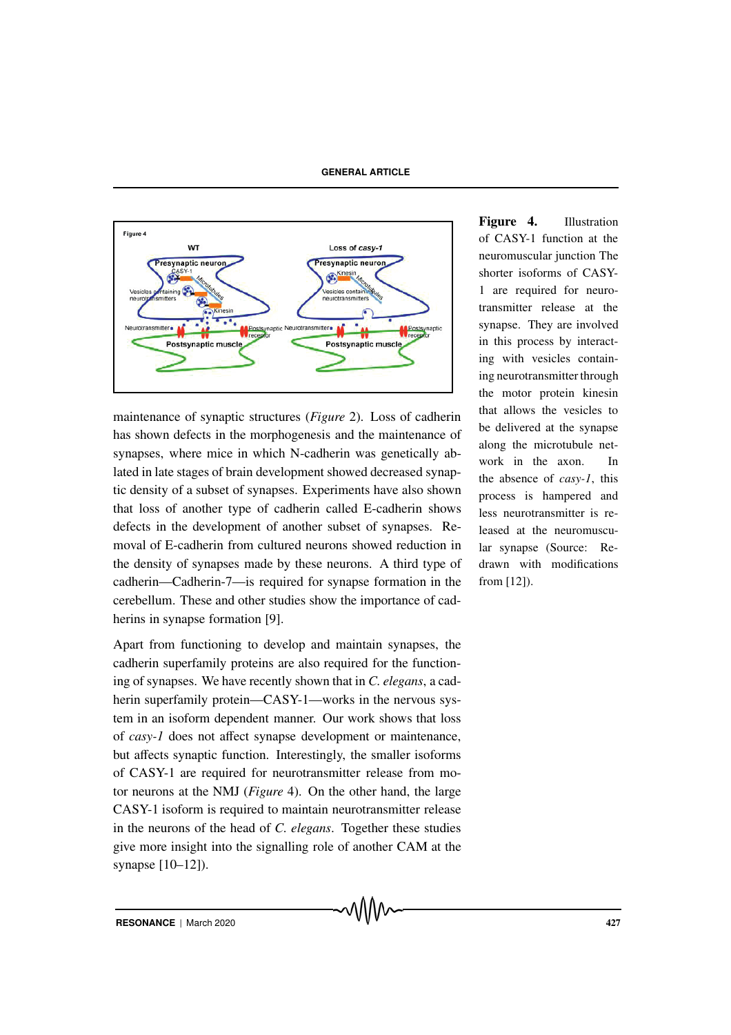Figure 4

WT

Presynaptic neuron

CASY-1

Vesicles containing neurotransmitters

Microtubules

Kinesin

Neurotransmitters

Postsynaptic receptor

Postsynaptic muscle

Loss of *casy-1*

Presynaptic neuron

Kinesin

Microtubules

Vesicles containing neurotransmitters

Neurotransmitters

Postsynaptic receptor

Postsynaptic muscle

**Figure 4.** Illustration of CASY-1 function at the neuromuscular junction The shorter isoforms of CASY-1 are required for neurotransmitter release at the synapse. They are involved in this process by interacting with vesicles containing neurotransmitter through the motor protein kinesin that allows the vesicles to be delivered at the synapse along the microtubule network in the axon. In the absence of *casy-1*, this process is hampered and less neurotransmitter is released at the neuromuscular synapse (Source: Redrawn with modifications from [12]).

maintenance of synaptic structures (*Figure* 2). Loss of cadherin has shown defects in the morphogenesis and the maintenance of synapses, where mice in which N-cadherin was genetically ablated in late stages of brain development showed decreased synaptic density of a subset of synapses. Experiments have also shown that loss of another type of cadherin called E-cadherin shows defects in the development of another subset of synapses. Removal of E-cadherin from cultured neurons showed reduction in the density of synapses made by these neurons. A third type of cadherin—Cadherin-7—is required for synapse formation in the cerebellum. These and other studies show the importance of cadherins in synapse formation [9].

Apart from functioning to develop and maintain synapses, the cadherin superfamily proteins are also required for the functioning of synapses. We have recently shown that in *C. elegans*, a cadherin superfamily protein—CASY-1—works in the nervous system in an isoform dependent manner. Our work shows that loss of *casy-1* does not affect synapse development or maintenance, but affects synaptic function. Interestingly, the smaller isoforms of CASY-1 are required for neurotransmitter release from motor neurons at the NMJ (*Figure* 4). On the other hand, the large CASY-1 isoform is required to maintain neurotransmitter release in the neurons of the head of *C. elegans*. Together these studies give more insight into the signalling role of another CAM at the synapse [10–12]).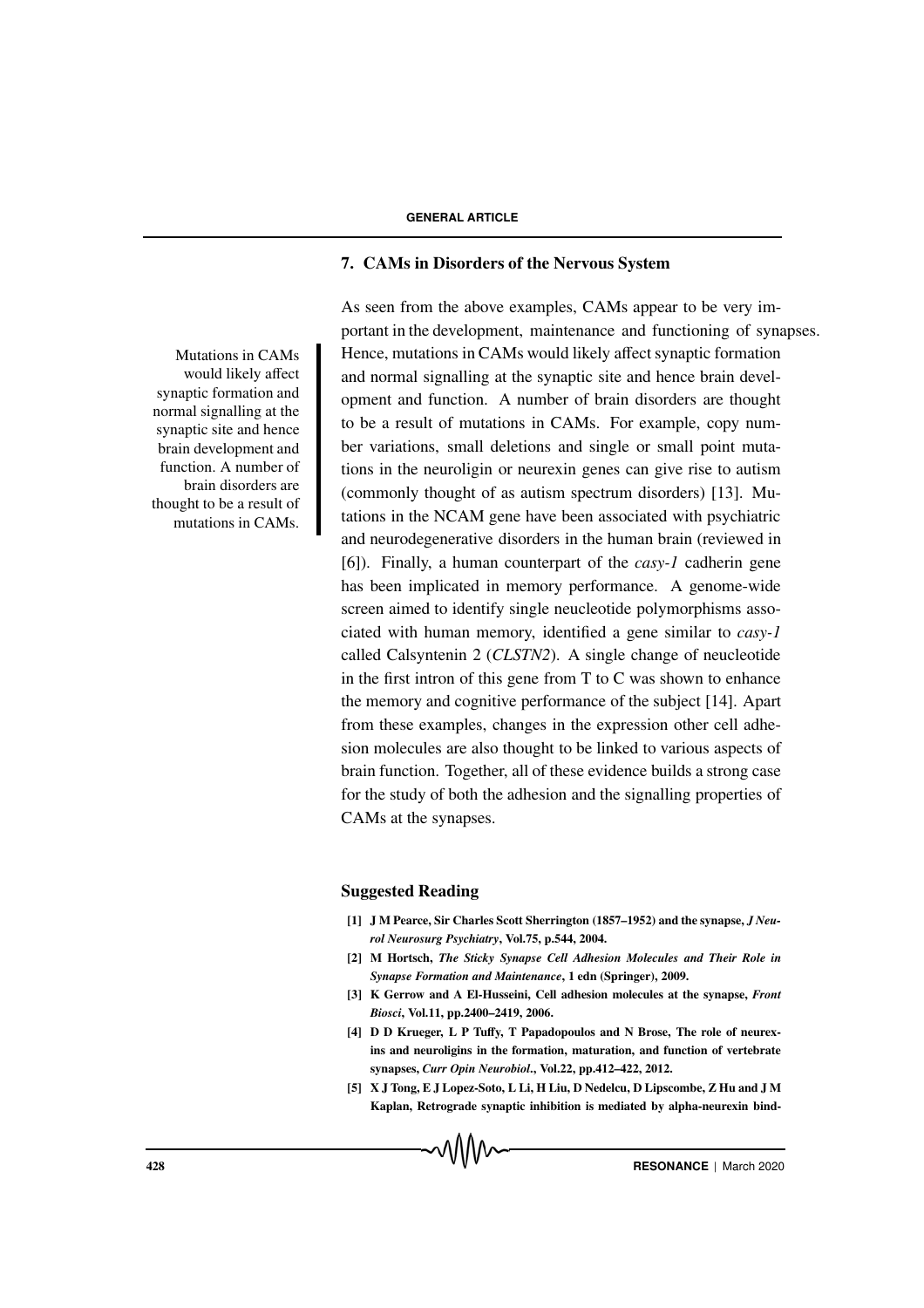## 7. CAMs in Disorders of the Nervous System

As seen from the above examples, CAMs appear to be very important in the development, maintenance and functioning of synapses. Hence, mutations in CAMs would likely affect synaptic formation and normal signalling at the synaptic site and hence brain development and function. A number of brain disorders are thought to be a result of mutations in CAMs. For example, copy number variations, small deletions and single or small point mutations in the neuroligin or neurexin genes can give rise to autism (commonly thought of as autism spectrum disorders) [13]. Mutations in the NCAM gene have been associated with psychiatric and neurodegenerative disorders in the human brain (reviewed in [6]). Finally, a human counterpart of the *casy-1* cadherin gene has been implicated in memory performance. A genome-wide screen aimed to identify single neucleotide polymorphisms associated with human memory, identified a gene similar to *casy-1* called Calsyntenin 2 (*CLSTN2*). A single change of neucleotide in the first intron of this gene from T to C was shown to enhance the memory and cognitive performance of the subject [14]. Apart from these examples, changes in the expression other cell adhesion molecules are also thought to be linked to various aspects of brain function. Together, all of these evidence builds a strong case for the study of both the adhesion and the signalling properties of CAMs at the synapses.

Mutations in CAMs would likely affect synaptic formation and normal signalling at the synaptic site and hence brain development and function. A number of brain disorders are thought to be a result of mutations in CAMs.

## Suggested Reading

[1] J M Pearce, Sir Charles Scott Sherrington (1857–1952) and the synapse, *J Neurol Neurosurg Psychiatry*, Vol.75, p.544, 2004.

[2] M Hortsch, *The Sticky Synapse Cell Adhesion Molecules and Their Role in Synapse Formation and Maintenance*, 1 edn (Springer), 2009.

[3] K Gerrow and A El-Husseini, Cell adhesion molecules at the synapse, *Front Biosci*, Vol.11, pp.2400–2419, 2006.

[4] D D Krueger, L P Tuffy, T Papadopoulos and N Brose, The role of neurexins and neuroligins in the formation, maturation, and function of vertebrate synapses, *Curr Opin Neurobiol.*, Vol.22, pp.412–422, 2012.

[5] X J Tong, E J Lopez-Soto, L Li, H Liu, D Nedelcu, D Lipscombe, Z Hu and J M Kaplan, Retrograde synaptic inhibition is mediated by alpha-neurexin bind-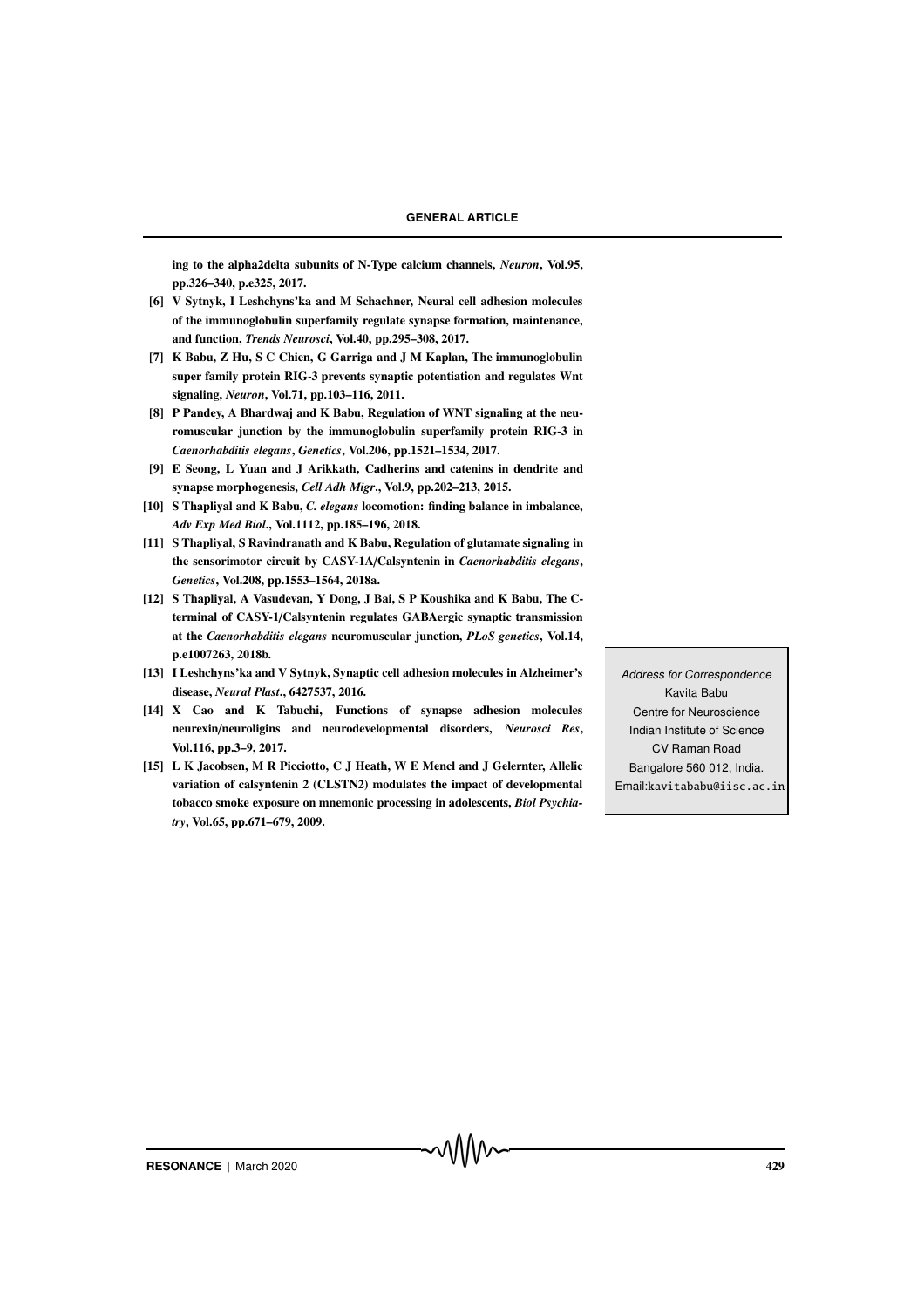**ing to the alpha2delta subunits of N-Type calcium channels, *Neuron*, Vol.95, pp.326–340, p.e325, 2017.**

**[6] V Sytnyk, I Leshchyns'ka and M Schachner, Neural cell adhesion molecules of the immunoglobulin superfamily regulate synapse formation, maintenance, and function, *Trends Neurosci*, Vol.40, pp.295–308, 2017.**

**[7] K Babu, Z Hu, S C Chien, G Garriga and J M Kaplan, The immunoglobulin super family protein RIG-3 prevents synaptic potentiation and regulates Wnt signaling, *Neuron*, Vol.71, pp.103–116, 2011.**

**[8] P Pandey, A Bhardwaj and K Babu, Regulation of WNT signaling at the neuromuscular junction by the immunoglobulin superfamily protein RIG-3 in *Caenorhabditis elegans*, *Genetics*, Vol.206, pp.1521–1534, 2017.**

**[9] E Seong, L Yuan and J Arikkath, Cadherins and catenins in dendrite and synapse morphogenesis, *Cell Adh Migr*., Vol.9, pp.202–213, 2015.**

**[10] S Thapliyal and K Babu, *C. elegans* locomotion: finding balance in imbalance, *Adv Exp Med Biol*., Vol.1112, pp.185–196, 2018.**

**[11] S Thapliyal, S Ravindranath and K Babu, Regulation of glutamate signaling in the sensorimotor circuit by CASY-1A/Calsyntenin in *Caenorhabditis elegans*, *Genetics*, Vol.208, pp.1553–1564, 2018a.**

**[12] S Thapliyal, A Vasudevan, Y Dong, J Bai, S P Koushika and K Babu, The C-terminal of CASY-1/Calsyntenin regulates GABAergic synaptic transmission at the *Caenorhabditis elegans* neuromuscular junction, *PLoS genetics*, Vol.14, p.e1007263, 2018b.**

**[13] I Leshchyns'ka and V Sytnyk, Synaptic cell adhesion molecules in Alzheimer's disease, *Neural Plast*., 6427537, 2016.**

**[14] X Cao and K Tabuchi, Functions of synapse adhesion molecules neurexin/neuroligins and neurodevelopmental disorders, *Neurosci Res*, Vol.116, pp.3–9, 2017.**

**[15] L K Jacobsen, M R Picciotto, C J Heath, W E Mencl and J Gelernter, Allelic variation of calsyntenin 2 (CLSTN2) modulates the impact of developmental tobacco smoke exposure on mnemonic processing in adolescents, *Biol Psychiatry*, Vol.65, pp.671–679, 2009.**

*Address for Correspondence*
Kavita Babu
Centre for Neuroscience
Indian Institute of Science
CV Raman Road
Bangalore 560 012, India.
Email: kavitababu@iisc.ac.in